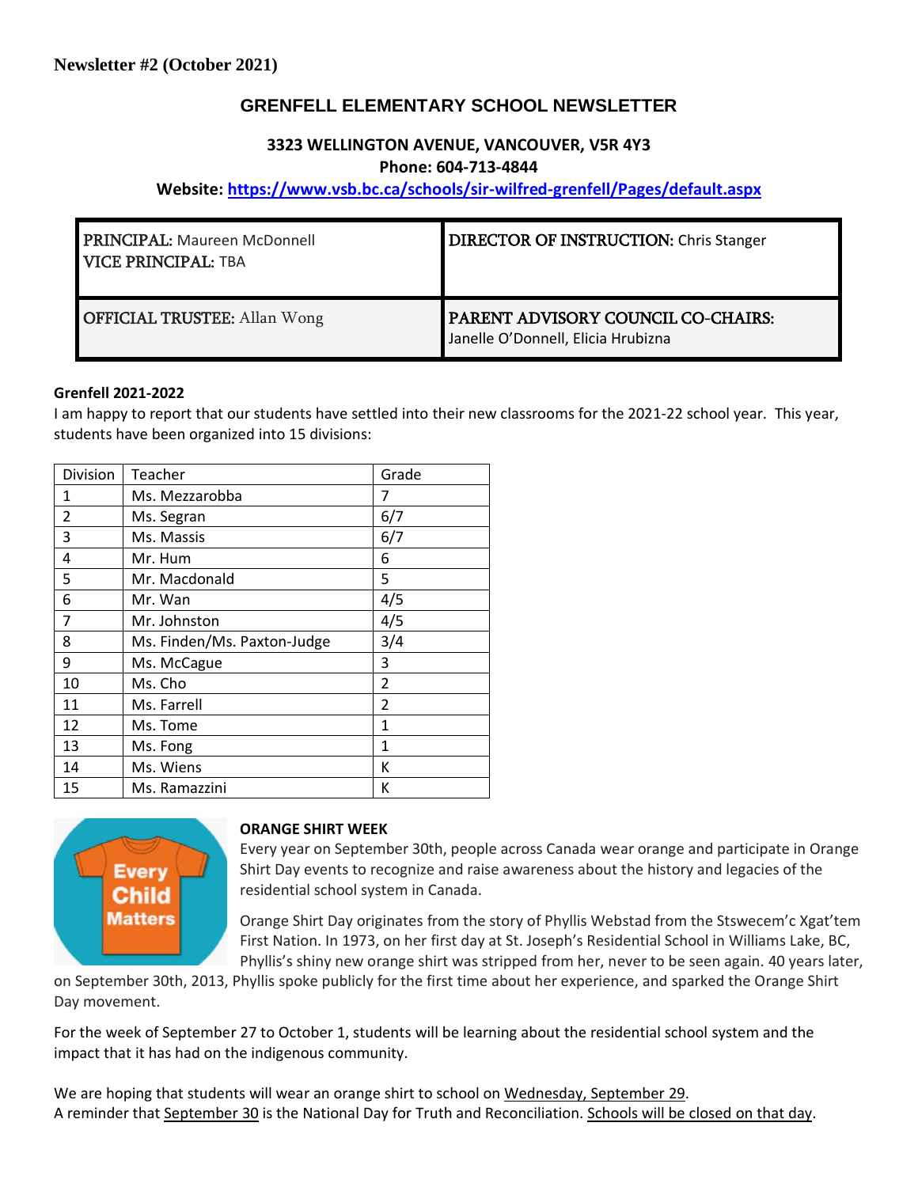**Newsletter #2 (October 2021)**

# GRENFELL ELEMENTARY SCHOOL NEWSLETTER

**3323 WELLINGTON AVENUE, VANCOUVER, V5R 4Y3**

**Phone: 604-713-4844**

**Website: https://www.vsb.bc.ca/schools/sir-wilfred-grenfell/Pages/default.aspx**

| | |
|---|---|
| **PRINCIPAL:** Maureen McDonnell<br>**VICE PRINCIPAL:** TBA | **DIRECTOR OF INSTRUCTION:** Chris Stanger |
| **OFFICIAL TRUSTEE:** Allan Wong | **PARENT ADVISORY COUNCIL CO-CHAIRS:** Janelle O'Donnell, Elicia Hrubizna |

**Grenfell 2021-2022**

I am happy to report that our students have settled into their new classrooms for the 2021-22 school year. This year, students have been organized into 15 divisions:

| Division | Teacher | Grade |
|---|---|---|
| 1 | Ms. Mezzarobba | 7 |
| 2 | Ms. Segran | 6/7 |
| 3 | Ms. Massis | 6/7 |
| 4 | Mr. Hum | 6 |
| 5 | Mr. Macdonald | 5 |
| 6 | Mr. Wan | 4/5 |
| 7 | Mr. Johnston | 4/5 |
| 8 | Ms. Finden/Ms. Paxton-Judge | 3/4 |
| 9 | Ms. McCague | 3 |
| 10 | Ms. Cho | 2 |
| 11 | Ms. Farrell | 2 |
| 12 | Ms. Tome | 1 |
| 13 | Ms. Fong | 1 |
| 14 | Ms. Wiens | K |
| 15 | Ms. Ramazzini | K |

**ORANGE SHIRT WEEK**

Every year on September 30th, people across Canada wear orange and participate in Orange Shirt Day events to recognize and raise awareness about the history and legacies of the residential school system in Canada.

Orange Shirt Day originates from the story of Phyllis Webstad from the Stswecem'c Xgat'tem First Nation. In 1973, on her first day at St. Joseph's Residential School in Williams Lake, BC, Phyllis's shiny new orange shirt was stripped from her, never to be seen again. 40 years later, on September 30th, 2013, Phyllis spoke publicly for the first time about her experience, and sparked the Orange Shirt Day movement.

For the week of September 27 to October 1, students will be learning about the residential school system and the impact that it has had on the indigenous community.

We are hoping that students will wear an orange shirt to school on Wednesday, September 29.
A reminder that September 30 is the National Day for Truth and Reconciliation. Schools will be closed on that day.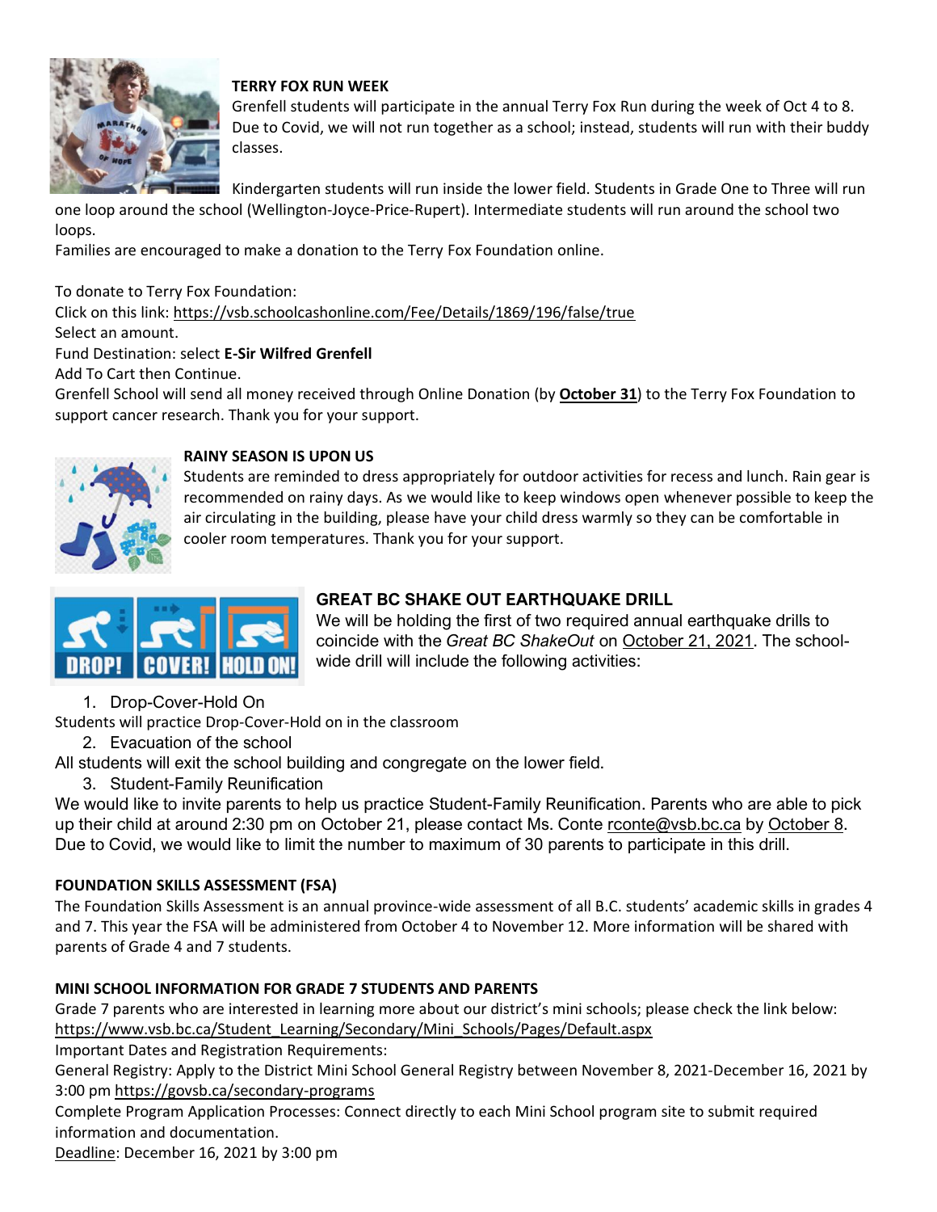## TERRY FOX RUN WEEK

Grenfell students will participate in the annual Terry Fox Run during the week of Oct 4 to 8. Due to Covid, we will not run together as a school; instead, students will run with their buddy classes.

Kindergarten students will run inside the lower field. Students in Grade One to Three will run one loop around the school (Wellington-Joyce-Price-Rupert). Intermediate students will run around the school two loops.

Families are encouraged to make a donation to the Terry Fox Foundation online.

To donate to Terry Fox Foundation:
Click on this link: https://vsb.schoolcashonline.com/Fee/Details/1869/196/false/true
Select an amount.
Fund Destination: select **E-Sir Wilfred Grenfell**
Add To Cart then Continue.
Grenfell School will send all money received through Online Donation (by **October 31**) to the Terry Fox Foundation to support cancer research. Thank you for your support.

## RAINY SEASON IS UPON US

Students are reminded to dress appropriately for outdoor activities for recess and lunch. Rain gear is recommended on rainy days. As we would like to keep windows open whenever possible to keep the air circulating in the building, please have your child dress warmly so they can be comfortable in cooler room temperatures. Thank you for your support.

## GREAT BC SHAKE OUT EARTHQUAKE DRILL

We will be holding the first of two required annual earthquake drills to coincide with the *Great BC ShakeOut* on October 21, 2021. The school-wide drill will include the following activities:

1. Drop-Cover-Hold On

Students will practice Drop-Cover-Hold on in the classroom

2. Evacuation of the school

All students will exit the school building and congregate on the lower field.

3. Student-Family Reunification

We would like to invite parents to help us practice Student-Family Reunification. Parents who are able to pick up their child at around 2:30 pm on October 21, please contact Ms. Conte rconte@vsb.bc.ca by October 8. Due to Covid, we would like to limit the number to maximum of 30 parents to participate in this drill.

## FOUNDATION SKILLS ASSESSMENT (FSA)

The Foundation Skills Assessment is an annual province-wide assessment of all B.C. students' academic skills in grades 4 and 7. This year the FSA will be administered from October 4 to November 12. More information will be shared with parents of Grade 4 and 7 students.

## MINI SCHOOL INFORMATION FOR GRADE 7 STUDENTS AND PARENTS

Grade 7 parents who are interested in learning more about our district's mini schools; please check the link below:
https://www.vsb.bc.ca/Student_Learning/Secondary/Mini_Schools/Pages/Default.aspx
Important Dates and Registration Requirements:
General Registry: Apply to the District Mini School General Registry between November 8, 2021-December 16, 2021 by 3:00 pm https://govsb.ca/secondary-programs
Complete Program Application Processes: Connect directly to each Mini School program site to submit required information and documentation.
Deadline: December 16, 2021 by 3:00 pm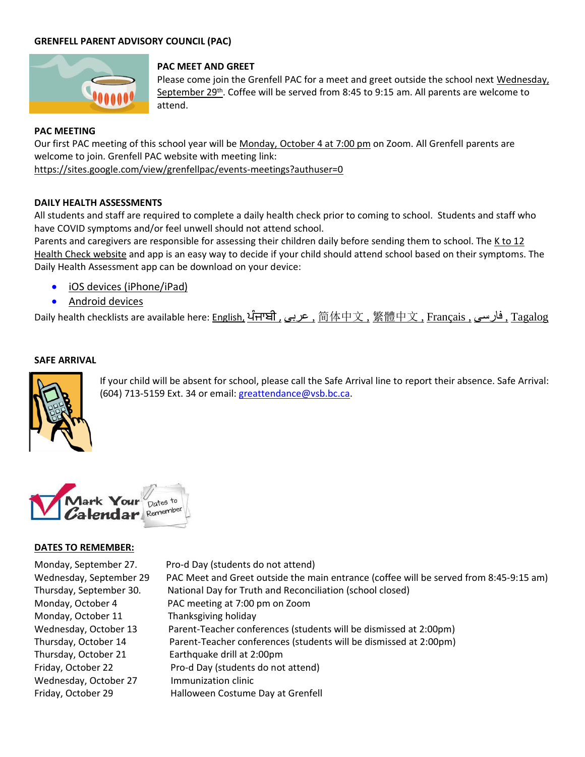## GRENFELL PARENT ADVISORY COUNCIL (PAC)

### PAC MEET AND GREET

Please come join the Grenfell PAC for a meet and greet outside the school next Wednesday, September 29th. Coffee will be served from 8:45 to 9:15 am. All parents are welcome to attend.

### PAC MEETING

Our first PAC meeting of this school year will be Monday, October 4 at 7:00 pm on Zoom. All Grenfell parents are welcome to join. Grenfell PAC website with meeting link:
https://sites.google.com/view/grenfellpac/events-meetings?authuser=0

## DAILY HEALTH ASSESSMENTS

All students and staff are required to complete a daily health check prior to coming to school. Students and staff who have COVID symptoms and/or feel unwell should not attend school.

Parents and caregivers are responsible for assessing their children daily before sending them to school. The K to 12 Health Check website and app is an easy way to decide if your child should attend school based on their symptoms. The Daily Health Assessment app can be download on your device:

- iOS devices (iPhone/iPad)
- Android devices

Daily health checklists are available here: English, ਪੰਜਾਬੀ , عربي , 简体中文 , 繁體中文 , Français , فارسی , Tagalog

## SAFE ARRIVAL

If your child will be absent for school, please call the Safe Arrival line to report their absence. Safe Arrival: (604) 713-5159 Ext. 34 or email: greattendance@vsb.bc.ca.

Mark Your Calendar — Dates to Remember

## DATES TO REMEMBER:

| | |
|---|---|
| Monday, September 27. | Pro-d Day (students do not attend) |
| Wednesday, September 29 | PAC Meet and Greet outside the main entrance (coffee will be served from 8:45-9:15 am) |
| Thursday, September 30. | National Day for Truth and Reconciliation (school closed) |
| Monday, October 4 | PAC meeting at 7:00 pm on Zoom |
| Monday, October 11 | Thanksgiving holiday |
| Wednesday, October 13 | Parent-Teacher conferences (students will be dismissed at 2:00pm) |
| Thursday, October 14 | Parent-Teacher conferences (students will be dismissed at 2:00pm) |
| Thursday, October 21 | Earthquake drill at 2:00pm |
| Friday, October 22 | Pro-d Day (students do not attend) |
| Wednesday, October 27 | Immunization clinic |
| Friday, October 29 | Halloween Costume Day at Grenfell |